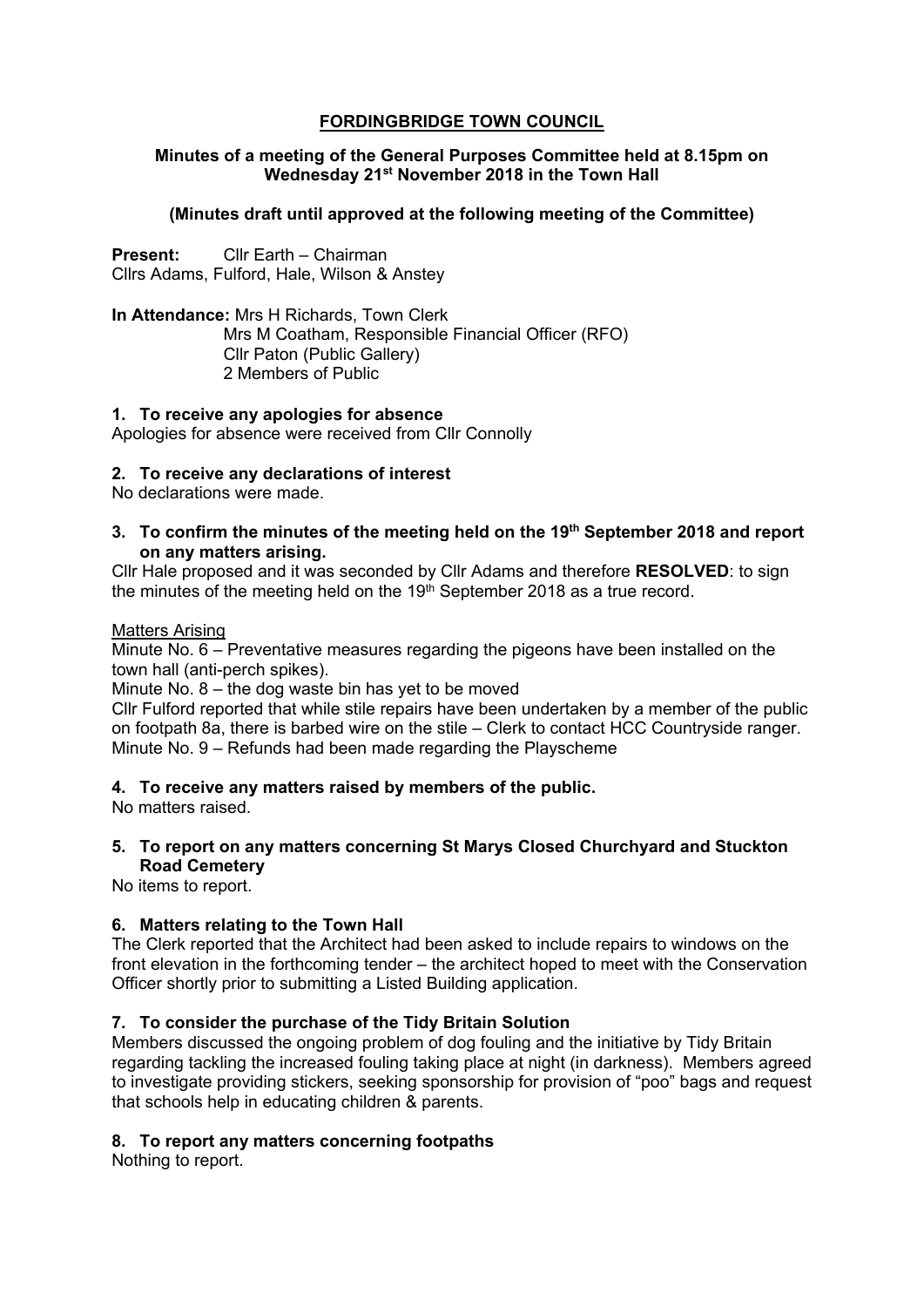# FORDINGBRIDGE TOWN COUNCIL

**Minutes of a meeting of the General Purposes Committee held at 8.15pm on Wednesday 21st November 2018 in the Town Hall**

**(Minutes draft until approved at the following meeting of the Committee)**

**Present:** Cllr Earth – Chairman
Cllrs Adams, Fulford, Hale, Wilson & Anstey

**In Attendance:** Mrs H Richards, Town Clerk
Mrs M Coatham, Responsible Financial Officer (RFO)
Cllr Paton (Public Gallery)
2 Members of Public

## 1. To receive any apologies for absence

Apologies for absence were received from Cllr Connolly

## 2. To receive any declarations of interest

No declarations were made.

## 3. To confirm the minutes of the meeting held on the 19th September 2018 and report on any matters arising.

Cllr Hale proposed and it was seconded by Cllr Adams and therefore **RESOLVED**: to sign the minutes of the meeting held on the 19th September 2018 as a true record.

Matters Arising

Minute No. 6 – Preventative measures regarding the pigeons have been installed on the town hall (anti-perch spikes).
Minute No. 8 – the dog waste bin has yet to be moved
Cllr Fulford reported that while stile repairs have been undertaken by a member of the public on footpath 8a, there is barbed wire on the stile – Clerk to contact HCC Countryside ranger.
Minute No. 9 – Refunds had been made regarding the Playscheme

## 4. To receive any matters raised by members of the public.

No matters raised.

## 5. To report on any matters concerning St Marys Closed Churchyard and Stuckton Road Cemetery

No items to report.

## 6. Matters relating to the Town Hall

The Clerk reported that the Architect had been asked to include repairs to windows on the front elevation in the forthcoming tender – the architect hoped to meet with the Conservation Officer shortly prior to submitting a Listed Building application.

## 7. To consider the purchase of the Tidy Britain Solution

Members discussed the ongoing problem of dog fouling and the initiative by Tidy Britain regarding tackling the increased fouling taking place at night (in darkness). Members agreed to investigate providing stickers, seeking sponsorship for provision of "poo" bags and request that schools help in educating children & parents.

## 8. To report any matters concerning footpaths

Nothing to report.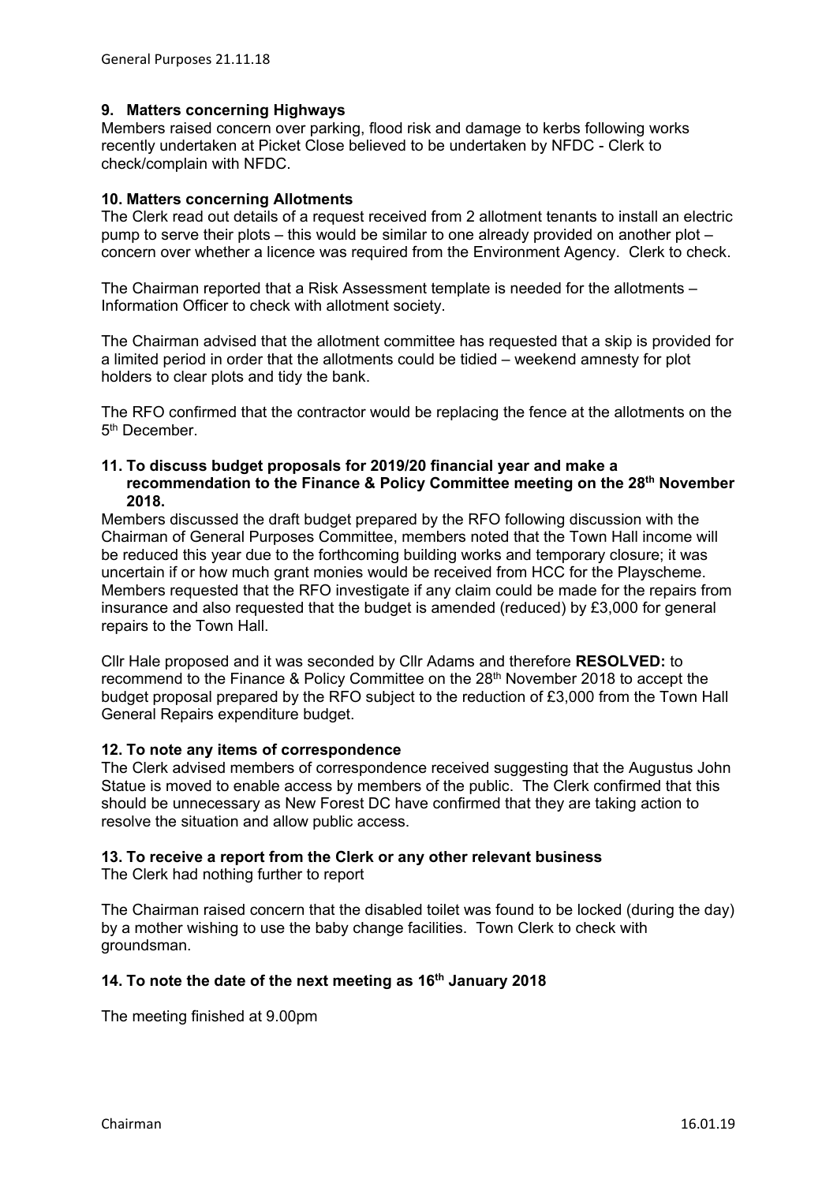### 9. Matters concerning Highways

Members raised concern over parking, flood risk and damage to kerbs following works recently undertaken at Picket Close believed to be undertaken by NFDC - Clerk to check/complain with NFDC.

### 10. Matters concerning Allotments

The Clerk read out details of a request received from 2 allotment tenants to install an electric pump to serve their plots – this would be similar to one already provided on another plot – concern over whether a licence was required from the Environment Agency. Clerk to check.

The Chairman reported that a Risk Assessment template is needed for the allotments – Information Officer to check with allotment society.

The Chairman advised that the allotment committee has requested that a skip is provided for a limited period in order that the allotments could be tidied – weekend amnesty for plot holders to clear plots and tidy the bank.

The RFO confirmed that the contractor would be replacing the fence at the allotments on the 5th December.

### 11. To discuss budget proposals for 2019/20 financial year and make a recommendation to the Finance & Policy Committee meeting on the 28th November 2018.

Members discussed the draft budget prepared by the RFO following discussion with the Chairman of General Purposes Committee, members noted that the Town Hall income will be reduced this year due to the forthcoming building works and temporary closure; it was uncertain if or how much grant monies would be received from HCC for the Playscheme. Members requested that the RFO investigate if any claim could be made for the repairs from insurance and also requested that the budget is amended (reduced) by £3,000 for general repairs to the Town Hall.

Cllr Hale proposed and it was seconded by Cllr Adams and therefore **RESOLVED:** to recommend to the Finance & Policy Committee on the 28th November 2018 to accept the budget proposal prepared by the RFO subject to the reduction of £3,000 from the Town Hall General Repairs expenditure budget.

### 12. To note any items of correspondence

The Clerk advised members of correspondence received suggesting that the Augustus John Statue is moved to enable access by members of the public. The Clerk confirmed that this should be unnecessary as New Forest DC have confirmed that they are taking action to resolve the situation and allow public access.

### 13. To receive a report from the Clerk or any other relevant business

The Clerk had nothing further to report

The Chairman raised concern that the disabled toilet was found to be locked (during the day) by a mother wishing to use the baby change facilities. Town Clerk to check with groundsman.

### 14. To note the date of the next meeting as 16th January 2018

The meeting finished at 9.00pm

Chairman 16.01.19